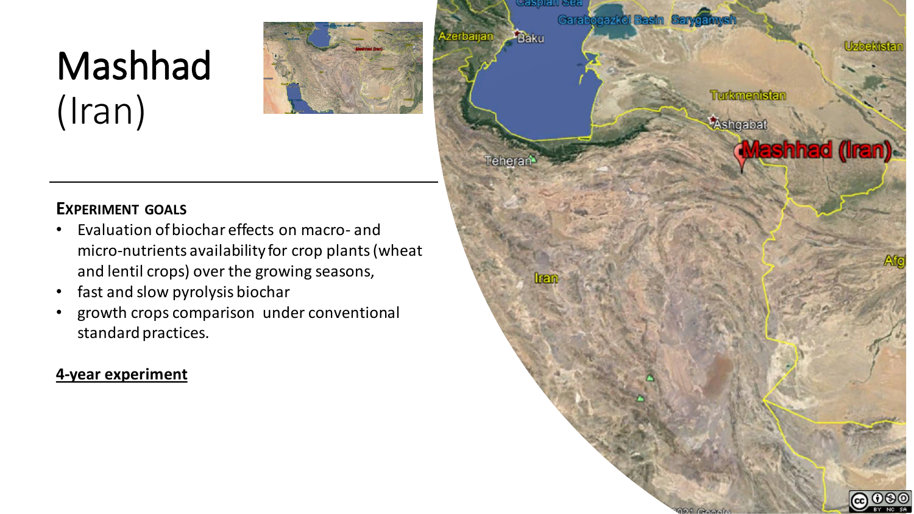# Mashhad
(Iran)

**EXPERIMENT GOALS**

- Evaluation of biochar effects on macro- and micro-nutrients availability for crop plants (wheat and lentil crops) over the growing seasons,
- fast and slow pyrolysis biochar
- growth crops comparison under conventional standard practices.

**4-year experiment**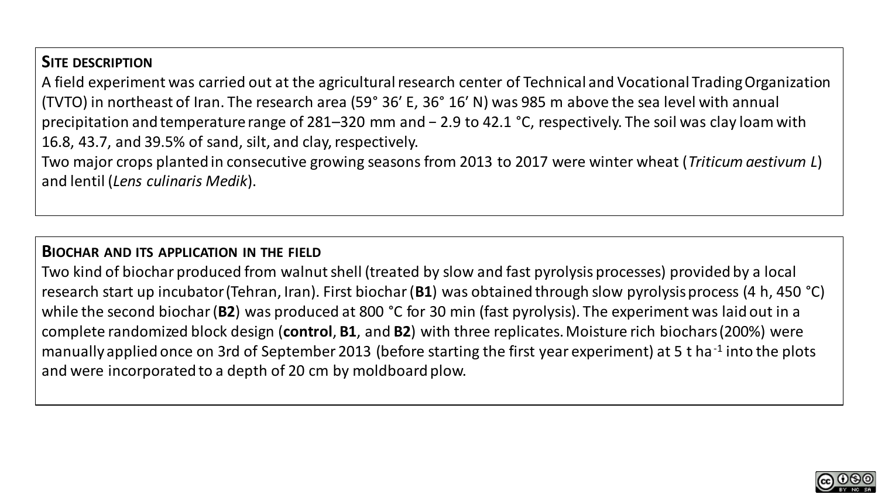## Site description

A field experiment was carried out at the agricultural research center of Technical and Vocational Trading Organization (TVTO) in northeast of Iran. The research area (59° 36′ E, 36° 16′ N) was 985 m above the sea level with annual precipitation and temperature range of 281–320 mm and − 2.9 to 42.1 °C, respectively. The soil was clay loam with 16.8, 43.7, and 39.5% of sand, silt, and clay, respectively.

Two major crops planted in consecutive growing seasons from 2013 to 2017 were winter wheat (*Triticum aestivum L*) and lentil (*Lens culinaris Medik*).

## Biochar and its application in the field

Two kind of biochar produced from walnut shell (treated by slow and fast pyrolysis processes) provided by a local research start up incubator (Tehran, Iran). First biochar (**B1**) was obtained through slow pyrolysis process (4 h, 450 °C) while the second biochar (**B2**) was produced at 800 °C for 30 min (fast pyrolysis). The experiment was laid out in a complete randomized block design (**control**, **B1**, and **B2**) with three replicates. Moisture rich biochars (200%) were manually applied once on 3rd of September 2013 (before starting the first year experiment) at 5 t $ha^{-1}$ into the plots and were incorporated to a depth of 20 cm by moldboard plow.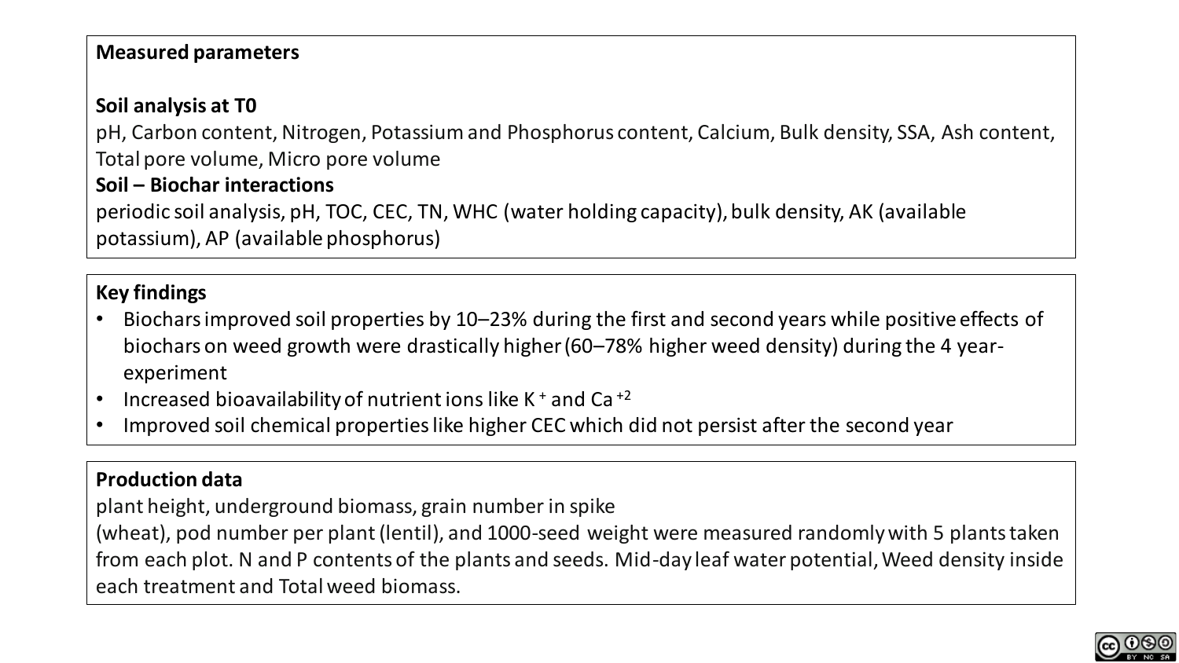**Measured parameters**

**Soil analysis at T0**

pH, Carbon content, Nitrogen, Potassium and Phosphorus content, Calcium, Bulk density, SSA, Ash content, Total pore volume, Micro pore volume

**Soil – Biochar interactions**

periodic soil analysis, pH, TOC, CEC, TN, WHC (water holding capacity), bulk density, AK (available potassium), AP (available phosphorus)

**Key findings**

- Biochars improved soil properties by 10–23% during the first and second years while positive effects of biochars on weed growth were drastically higher (60–78% higher weed density) during the 4 year-experiment
- Increased bioavailability of nutrient ions like $K^+$ and $Ca^{+2}$
- Improved soil chemical properties like higher CEC which did not persist after the second year

**Production data**

plant height, underground biomass, grain number in spike (wheat), pod number per plant (lentil), and 1000-seed weight were measured randomly with 5 plants taken from each plot. N and P contents of the plants and seeds. Mid-day leaf water potential, Weed density inside each treatment and Total weed biomass.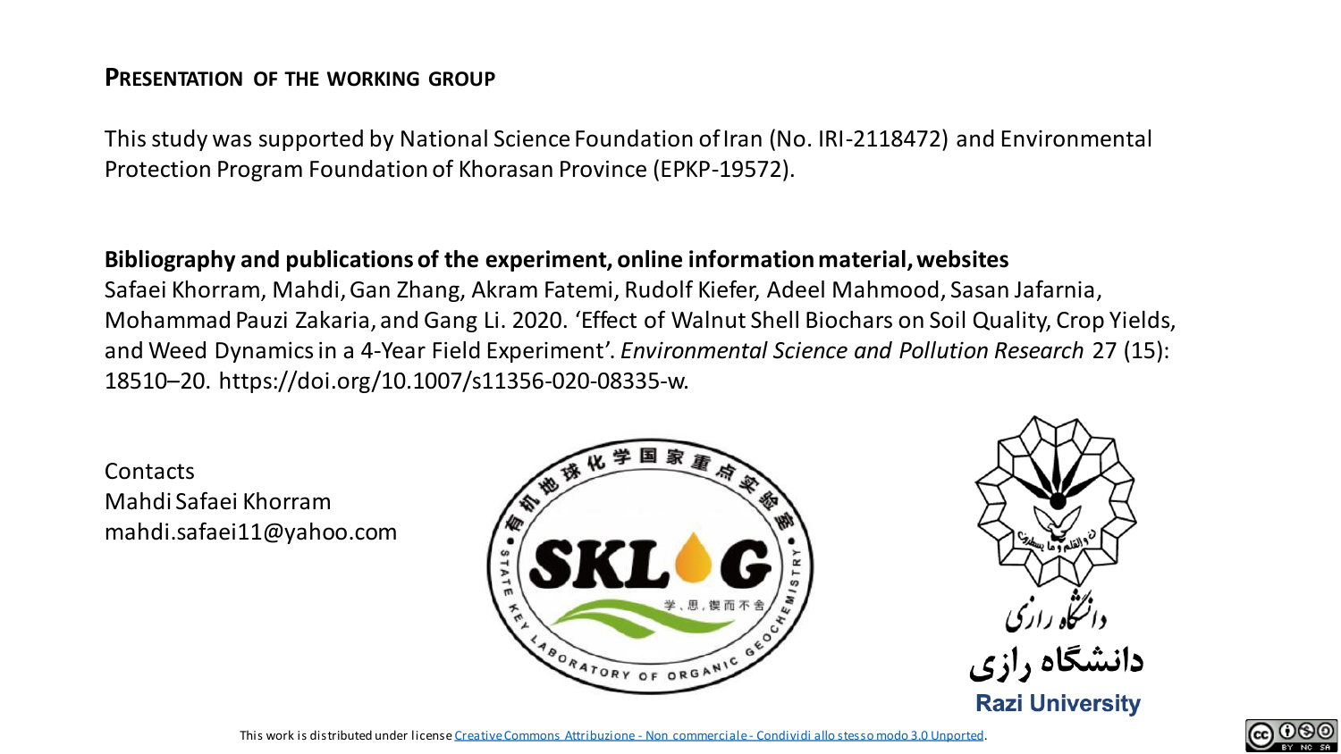## Presentation of the working group

This study was supported by National Science Foundation of Iran (No. IRI-2118472) and Environmental Protection Program Foundation of Khorasan Province (EPKP-19572).

**Bibliography and publications of the experiment, online information material, websites**

Safaei Khorram, Mahdi, Gan Zhang, Akram Fatemi, Rudolf Kiefer, Adeel Mahmood, Sasan Jafarnia, Mohammad Pauzi Zakaria, and Gang Li. 2020. 'Effect of Walnut Shell Biochars on Soil Quality, Crop Yields, and Weed Dynamics in a 4-Year Field Experiment'. *Environmental Science and Pollution Research* 27 (15): 18510–20. https://doi.org/10.1007/s11356-020-08335-w.

Contacts
Mahdi Safaei Khorram
mahdi.safaei11@yahoo.com

有机地球化学国家重点实验室
SKLOG
学、思，锲而不舍
STATE KEY LABORATORY OF ORGANIC GEOCHEMISTRY

دانشگاه رازی
Razi University

This work is distributed under license Creative Commons Attribuzione - Non commerciale - Condividi allo stesso modo 3.0 Unported.